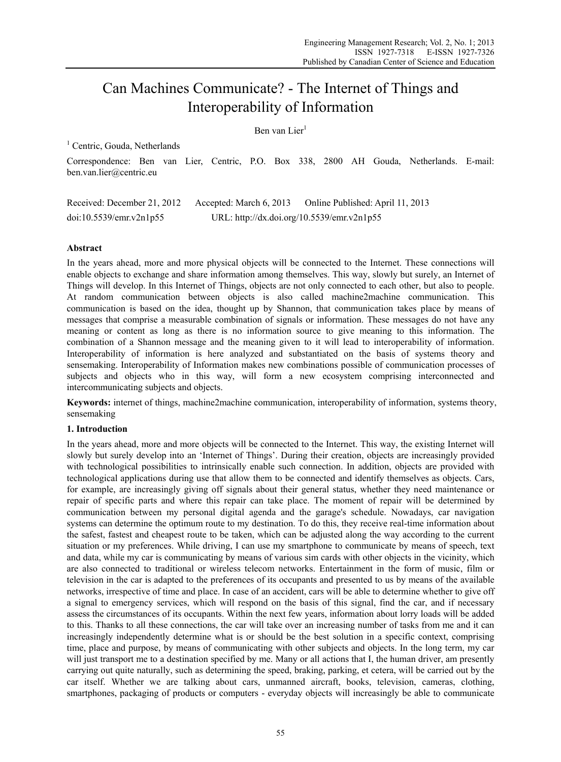# Can Machines Communicate? - The Internet of Things and Interoperability of Information

Ben van Lier[1]

[1] Centric, Gouda, Netherlands

Correspondence: Ben van Lier, Centric, P.O. Box 338, 2800 AH Gouda, Netherlands. E-mail: ben.van.lier@centric.eu

Received: December 21, 2012 Accepted: March 6, 2013 Online Published: April 11, 2013

doi:10.5539/emr.v2n1p55 URL: http://dx.doi.org/10.5539/emr.v2n1p55

## Abstract

In the years ahead, more and more physical objects will be connected to the Internet. These connections will enable objects to exchange and share information among themselves. This way, slowly but surely, an Internet of Things will develop. In this Internet of Things, objects are not only connected to each other, but also to people. At random communication between objects is also called machine2machine communication. This communication is based on the idea, thought up by Shannon, that communication takes place by means of messages that comprise a measurable combination of signals or information. These messages do not have any meaning or content as long as there is no information source to give meaning to this information. The combination of a Shannon message and the meaning given to it will lead to interoperability of information. Interoperability of information is here analyzed and substantiated on the basis of systems theory and sensemaking. Interoperability of Information makes new combinations possible of communication processes of subjects and objects who in this way, will form a new ecosystem comprising interconnected and intercommunicating subjects and objects.

**Keywords:** internet of things, machine2machine communication, interoperability of information, systems theory, sensemaking

## 1. Introduction

In the years ahead, more and more objects will be connected to the Internet. This way, the existing Internet will slowly but surely develop into an 'Internet of Things'. During their creation, objects are increasingly provided with technological possibilities to intrinsically enable such connection. In addition, objects are provided with technological applications during use that allow them to be connected and identify themselves as objects. Cars, for example, are increasingly giving off signals about their general status, whether they need maintenance or repair of specific parts and where this repair can take place. The moment of repair will be determined by communication between my personal digital agenda and the garage's schedule. Nowadays, car navigation systems can determine the optimum route to my destination. To do this, they receive real-time information about the safest, fastest and cheapest route to be taken, which can be adjusted along the way according to the current situation or my preferences. While driving, I can use my smartphone to communicate by means of speech, text and data, while my car is communicating by means of various sim cards with other objects in the vicinity, which are also connected to traditional or wireless telecom networks. Entertainment in the form of music, film or television in the car is adapted to the preferences of its occupants and presented to us by means of the available networks, irrespective of time and place. In case of an accident, cars will be able to determine whether to give off a signal to emergency services, which will respond on the basis of this signal, find the car, and if necessary assess the circumstances of its occupants. Within the next few years, information about lorry loads will be added to this. Thanks to all these connections, the car will take over an increasing number of tasks from me and it can increasingly independently determine what is or should be the best solution in a specific context, comprising time, place and purpose, by means of communicating with other subjects and objects. In the long term, my car will just transport me to a destination specified by me. Many or all actions that I, the human driver, am presently carrying out quite naturally, such as determining the speed, braking, parking, et cetera, will be carried out by the car itself. Whether we are talking about cars, unmanned aircraft, books, television, cameras, clothing, smartphones, packaging of products or computers - everyday objects will increasingly be able to communicate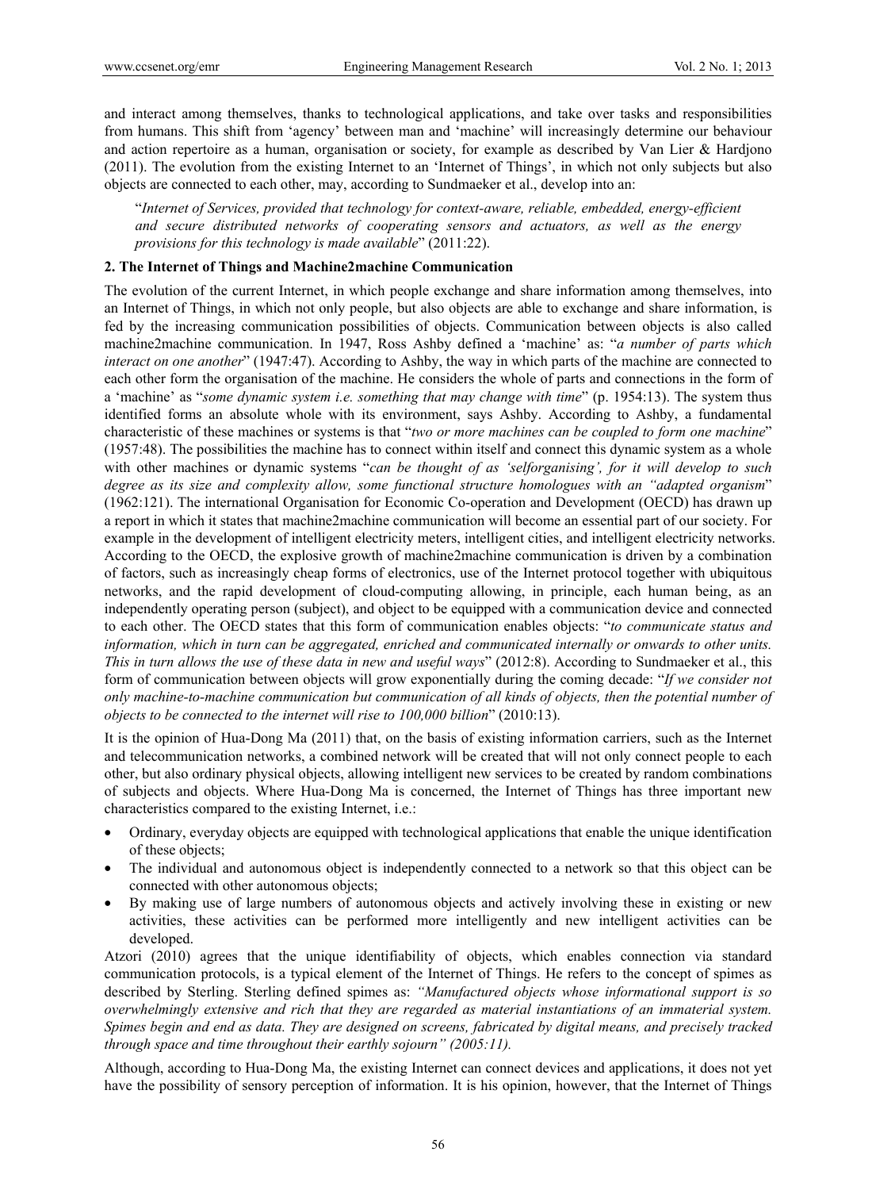and interact among themselves, thanks to technological applications, and take over tasks and responsibilities from humans. This shift from 'agency' between man and 'machine' will increasingly determine our behaviour and action repertoire as a human, organisation or society, for example as described by Van Lier & Hardjono (2011). The evolution from the existing Internet to an 'Internet of Things', in which not only subjects but also objects are connected to each other, may, according to Sundmaeker et al., develop into an:

> "*Internet of Services, provided that technology for context-aware, reliable, embedded, energy-efficient and secure distributed networks of cooperating sensors and actuators, as well as the energy provisions for this technology is made available*" (2011:22).

## 2. The Internet of Things and Machine2machine Communication

The evolution of the current Internet, in which people exchange and share information among themselves, into an Internet of Things, in which not only people, but also objects are able to exchange and share information, is fed by the increasing communication possibilities of objects. Communication between objects is also called machine2machine communication. In 1947, Ross Ashby defined a 'machine' as: "*a number of parts which interact on one another*" (1947:47). According to Ashby, the way in which parts of the machine are connected to each other form the organisation of the machine. He considers the whole of parts and connections in the form of a 'machine' as "*some dynamic system i.e. something that may change with time*" (p. 1954:13). The system thus identified forms an absolute whole with its environment, says Ashby. According to Ashby, a fundamental characteristic of these machines or systems is that "*two or more machines can be coupled to form one machine*" (1957:48). The possibilities the machine has to connect within itself and connect this dynamic system as a whole with other machines or dynamic systems "*can be thought of as 'selforganising', for it will develop to such degree as its size and complexity allow, some functional structure homologues with an "adapted organism*" (1962:121). The international Organisation for Economic Co-operation and Development (OECD) has drawn up a report in which it states that machine2machine communication will become an essential part of our society. For example in the development of intelligent electricity meters, intelligent cities, and intelligent electricity networks. According to the OECD, the explosive growth of machine2machine communication is driven by a combination of factors, such as increasingly cheap forms of electronics, use of the Internet protocol together with ubiquitous networks, and the rapid development of cloud-computing allowing, in principle, each human being, as an independently operating person (subject), and object to be equipped with a communication device and connected to each other. The OECD states that this form of communication enables objects: "*to communicate status and information, which in turn can be aggregated, enriched and communicated internally or onwards to other units. This in turn allows the use of these data in new and useful ways*" (2012:8). According to Sundmaeker et al., this form of communication between objects will grow exponentially during the coming decade: "*If we consider not only machine-to-machine communication but communication of all kinds of objects, then the potential number of objects to be connected to the internet will rise to 100,000 billion*" (2010:13).

It is the opinion of Hua-Dong Ma (2011) that, on the basis of existing information carriers, such as the Internet and telecommunication networks, a combined network will be created that will not only connect people to each other, but also ordinary physical objects, allowing intelligent new services to be created by random combinations of subjects and objects. Where Hua-Dong Ma is concerned, the Internet of Things has three important new characteristics compared to the existing Internet, i.e.:

- Ordinary, everyday objects are equipped with technological applications that enable the unique identification of these objects;
- The individual and autonomous object is independently connected to a network so that this object can be connected with other autonomous objects;
- By making use of large numbers of autonomous objects and actively involving these in existing or new activities, these activities can be performed more intelligently and new intelligent activities can be developed.

Atzori (2010) agrees that the unique identifiability of objects, which enables connection via standard communication protocols, is a typical element of the Internet of Things. He refers to the concept of spimes as described by Sterling. Sterling defined spimes as: *"Manufactured objects whose informational support is so overwhelmingly extensive and rich that they are regarded as material instantiations of an immaterial system. Spimes begin and end as data. They are designed on screens, fabricated by digital means, and precisely tracked through space and time throughout their earthly sojourn" (2005:11).*

Although, according to Hua-Dong Ma, the existing Internet can connect devices and applications, it does not yet have the possibility of sensory perception of information. It is his opinion, however, that the Internet of Things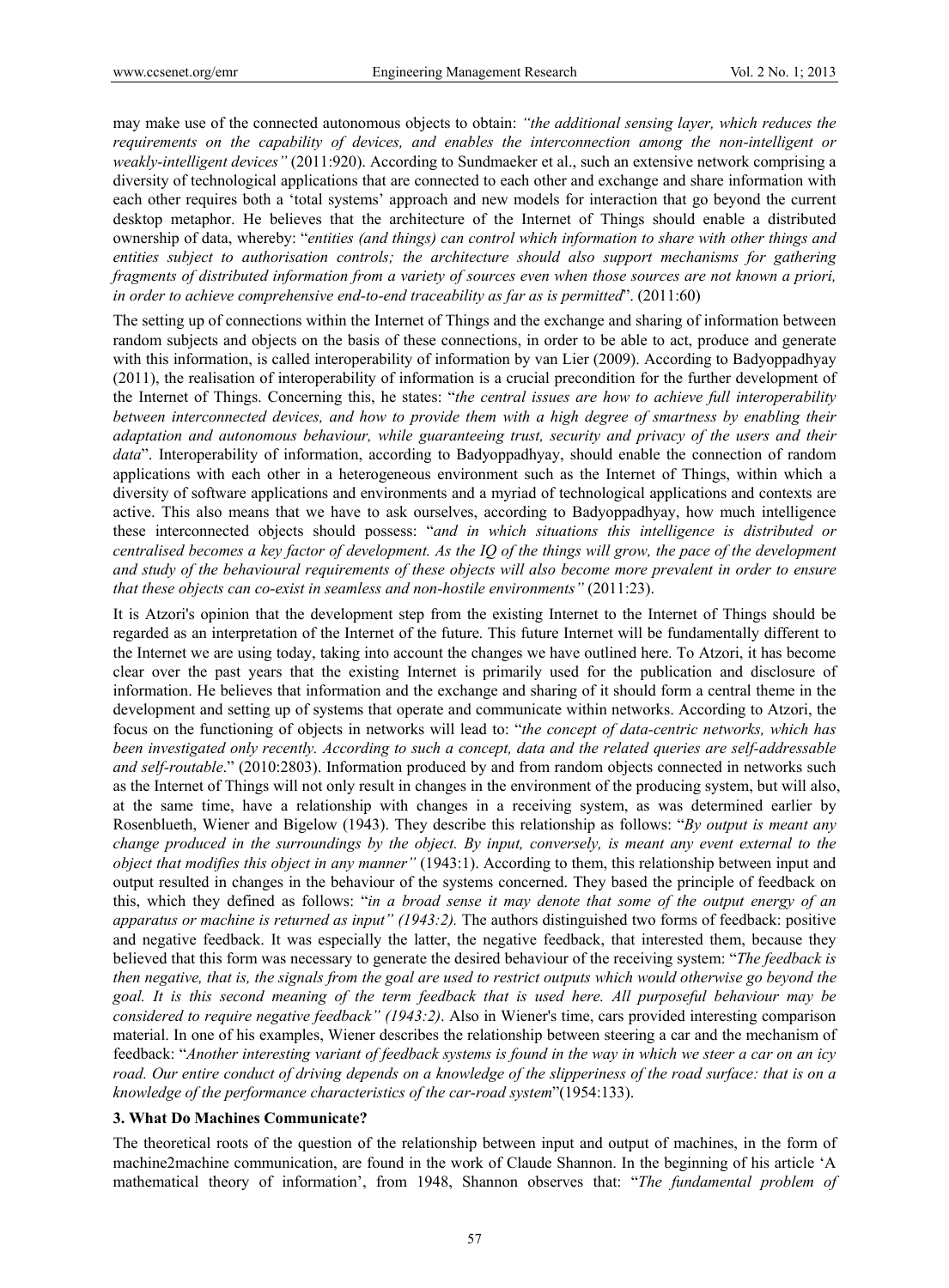may make use of the connected autonomous objects to obtain: *"the additional sensing layer, which reduces the requirements on the capability of devices, and enables the interconnection among the non-intelligent or weakly-intelligent devices"* (2011:920). According to Sundmaeker et al., such an extensive network comprising a diversity of technological applications that are connected to each other and exchange and share information with each other requires both a 'total systems' approach and new models for interaction that go beyond the current desktop metaphor. He believes that the architecture of the Internet of Things should enable a distributed ownership of data, whereby: "*entities (and things) can control which information to share with other things and entities subject to authorisation controls; the architecture should also support mechanisms for gathering fragments of distributed information from a variety of sources even when those sources are not known a priori, in order to achieve comprehensive end-to-end traceability as far as is permitted*". (2011:60)

The setting up of connections within the Internet of Things and the exchange and sharing of information between random subjects and objects on the basis of these connections, in order to be able to act, produce and generate with this information, is called interoperability of information by van Lier (2009). According to Badyoppadhyay (2011), the realisation of interoperability of information is a crucial precondition for the further development of the Internet of Things. Concerning this, he states: "*the central issues are how to achieve full interoperability between interconnected devices, and how to provide them with a high degree of smartness by enabling their adaptation and autonomous behaviour, while guaranteeing trust, security and privacy of the users and their data*". Interoperability of information, according to Badyoppadhyay, should enable the connection of random applications with each other in a heterogeneous environment such as the Internet of Things, within which a diversity of software applications and environments and a myriad of technological applications and contexts are active. This also means that we have to ask ourselves, according to Badyoppadhyay, how much intelligence these interconnected objects should possess: "*and in which situations this intelligence is distributed or centralised becomes a key factor of development. As the IQ of the things will grow, the pace of the development and study of the behavioural requirements of these objects will also become more prevalent in order to ensure that these objects can co-exist in seamless and non-hostile environments"* (2011:23).

It is Atzori's opinion that the development step from the existing Internet to the Internet of Things should be regarded as an interpretation of the Internet of the future. This future Internet will be fundamentally different to the Internet we are using today, taking into account the changes we have outlined here. To Atzori, it has become clear over the past years that the existing Internet is primarily used for the publication and disclosure of information. He believes that information and the exchange and sharing of it should form a central theme in the development and setting up of systems that operate and communicate within networks. According to Atzori, the focus on the functioning of objects in networks will lead to: "*the concept of data-centric networks, which has been investigated only recently. According to such a concept, data and the related queries are self-addressable and self-routable*." (2010:2803). Information produced by and from random objects connected in networks such as the Internet of Things will not only result in changes in the environment of the producing system, but will also, at the same time, have a relationship with changes in a receiving system, as was determined earlier by Rosenblueth, Wiener and Bigelow (1943). They describe this relationship as follows: "*By output is meant any change produced in the surroundings by the object. By input, conversely, is meant any event external to the object that modifies this object in any manner"* (1943:1). According to them, this relationship between input and output resulted in changes in the behaviour of the systems concerned. They based the principle of feedback on this, which they defined as follows: "*in a broad sense it may denote that some of the output energy of an apparatus or machine is returned as input" (1943:2).* The authors distinguished two forms of feedback: positive and negative feedback. It was especially the latter, the negative feedback, that interested them, because they believed that this form was necessary to generate the desired behaviour of the receiving system: "*The feedback is then negative, that is, the signals from the goal are used to restrict outputs which would otherwise go beyond the goal. It is this second meaning of the term feedback that is used here. All purposeful behaviour may be considered to require negative feedback" (1943:2)*. Also in Wiener's time, cars provided interesting comparison material. In one of his examples, Wiener describes the relationship between steering a car and the mechanism of feedback: "*Another interesting variant of feedback systems is found in the way in which we steer a car on an icy road. Our entire conduct of driving depends on a knowledge of the slipperiness of the road surface: that is on a knowledge of the performance characteristics of the car-road system*"(1954:133).

### 3. What Do Machines Communicate?

The theoretical roots of the question of the relationship between input and output of machines, in the form of machine2machine communication, are found in the work of Claude Shannon. In the beginning of his article 'A mathematical theory of information', from 1948, Shannon observes that: "*The fundamental problem of*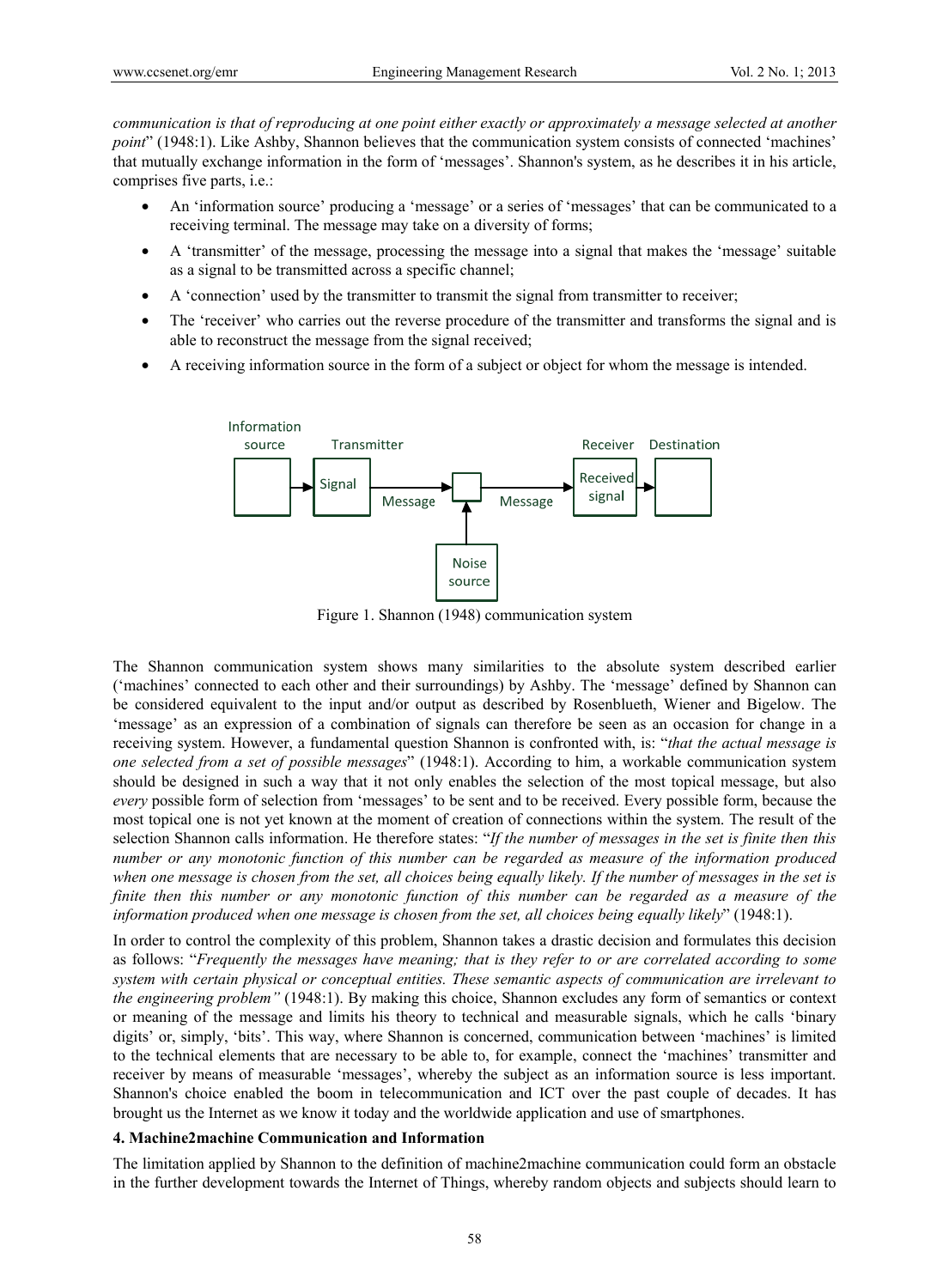*communication is that of reproducing at one point either exactly or approximately a message selected at another point*" (1948:1). Like Ashby, Shannon believes that the communication system consists of connected 'machines' that mutually exchange information in the form of 'messages'. Shannon's system, as he describes it in his article, comprises five parts, i.e.:

- An 'information source' producing a 'message' or a series of 'messages' that can be communicated to a receiving terminal. The message may take on a diversity of forms;
- A 'transmitter' of the message, processing the message into a signal that makes the 'message' suitable as a signal to be transmitted across a specific channel;
- A 'connection' used by the transmitter to transmit the signal from transmitter to receiver;
- The 'receiver' who carries out the reverse procedure of the transmitter and transforms the signal and is able to reconstruct the message from the signal received;
- A receiving information source in the form of a subject or object for whom the message is intended.

Information source — Transmitter (Signal) — Message — [ ] — Message — Receiver (Received signal) — Destination; Noise source

Figure 1. Shannon (1948) communication system

The Shannon communication system shows many similarities to the absolute system described earlier ('machines' connected to each other and their surroundings) by Ashby. The 'message' defined by Shannon can be considered equivalent to the input and/or output as described by Rosenblueth, Wiener and Bigelow. The 'message' as an expression of a combination of signals can therefore be seen as an occasion for change in a receiving system. However, a fundamental question Shannon is confronted with, is: "*that the actual message is one selected from a set of possible messages*" (1948:1). According to him, a workable communication system should be designed in such a way that it not only enables the selection of the most topical message, but also *every* possible form of selection from 'messages' to be sent and to be received. Every possible form, because the most topical one is not yet known at the moment of creation of connections within the system. The result of the selection Shannon calls information. He therefore states: "*If the number of messages in the set is finite then this number or any monotonic function of this number can be regarded as measure of the information produced when one message is chosen from the set, all choices being equally likely. If the number of messages in the set is finite then this number or any monotonic function of this number can be regarded as a measure of the information produced when one message is chosen from the set, all choices being equally likely*" (1948:1).

In order to control the complexity of this problem, Shannon takes a drastic decision and formulates this decision as follows: "*Frequently the messages have meaning; that is they refer to or are correlated according to some system with certain physical or conceptual entities. These semantic aspects of communication are irrelevant to the engineering problem"* (1948:1). By making this choice, Shannon excludes any form of semantics or context or meaning of the message and limits his theory to technical and measurable signals, which he calls 'binary digits' or, simply, 'bits'. This way, where Shannon is concerned, communication between 'machines' is limited to the technical elements that are necessary to be able to, for example, connect the 'machines' transmitter and receiver by means of measurable 'messages', whereby the subject as an information source is less important. Shannon's choice enabled the boom in telecommunication and ICT over the past couple of decades. It has brought us the Internet as we know it today and the worldwide application and use of smartphones.

## 4. Machine2machine Communication and Information

The limitation applied by Shannon to the definition of machine2machine communication could form an obstacle in the further development towards the Internet of Things, whereby random objects and subjects should learn to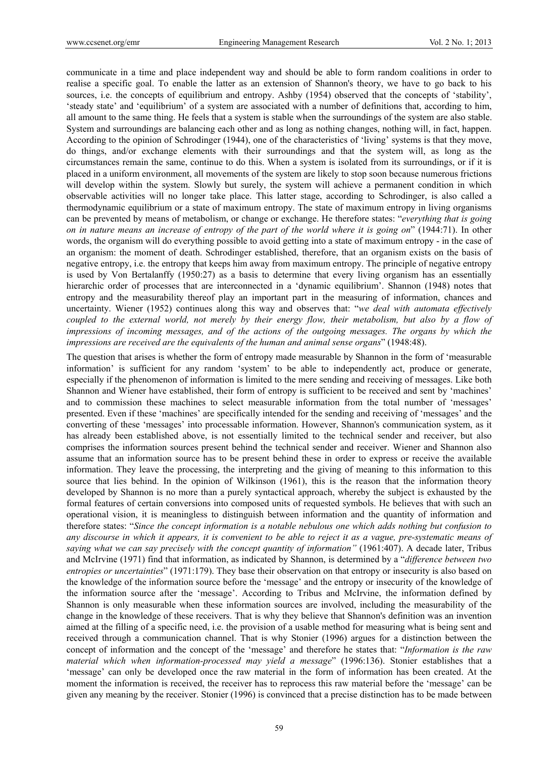communicate in a time and place independent way and should be able to form random coalitions in order to realise a specific goal. To enable the latter as an extension of Shannon's theory, we have to go back to his sources, i.e. the concepts of equilibrium and entropy. Ashby (1954) observed that the concepts of 'stability', 'steady state' and 'equilibrium' of a system are associated with a number of definitions that, according to him, all amount to the same thing. He feels that a system is stable when the surroundings of the system are also stable. System and surroundings are balancing each other and as long as nothing changes, nothing will, in fact, happen. According to the opinion of Schrodinger (1944), one of the characteristics of 'living' systems is that they move, do things, and/or exchange elements with their surroundings and that the system will, as long as the circumstances remain the same, continue to do this. When a system is isolated from its surroundings, or if it is placed in a uniform environment, all movements of the system are likely to stop soon because numerous frictions will develop within the system. Slowly but surely, the system will achieve a permanent condition in which observable activities will no longer take place. This latter stage, according to Schrodinger, is also called a thermodynamic equilibrium or a state of maximum entropy. The state of maximum entropy in living organisms can be prevented by means of metabolism, or change or exchange. He therefore states: "*everything that is going on in nature means an increase of entropy of the part of the world where it is going on*" (1944:71). In other words, the organism will do everything possible to avoid getting into a state of maximum entropy - in the case of an organism: the moment of death. Schrodinger established, therefore, that an organism exists on the basis of negative entropy, i.e. the entropy that keeps him away from maximum entropy. The principle of negative entropy is used by Von Bertalanffy (1950:27) as a basis to determine that every living organism has an essentially hierarchic order of processes that are interconnected in a 'dynamic equilibrium'. Shannon (1948) notes that entropy and the measurability thereof play an important part in the measuring of information, chances and uncertainty. Wiener (1952) continues along this way and observes that: "*we deal with automata effectively coupled to the external world, not merely by their energy flow, their metabolism, but also by a flow of impressions of incoming messages, and of the actions of the outgoing messages. The organs by which the impressions are received are the equivalents of the human and animal sense organs*" (1948:48).

The question that arises is whether the form of entropy made measurable by Shannon in the form of 'measurable information' is sufficient for any random 'system' to be able to independently act, produce or generate, especially if the phenomenon of information is limited to the mere sending and receiving of messages. Like both Shannon and Wiener have established, their form of entropy is sufficient to be received and sent by 'machines' and to commission these machines to select measurable information from the total number of 'messages' presented. Even if these 'machines' are specifically intended for the sending and receiving of 'messages' and the converting of these 'messages' into processable information. However, Shannon's communication system, as it has already been established above, is not essentially limited to the technical sender and receiver, but also comprises the information sources present behind the technical sender and receiver. Wiener and Shannon also assume that an information source has to be present behind these in order to express or receive the available information. They leave the processing, the interpreting and the giving of meaning to this information to this source that lies behind. In the opinion of Wilkinson (1961), this is the reason that the information theory developed by Shannon is no more than a purely syntactical approach, whereby the subject is exhausted by the formal features of certain conversions into composed units of requested symbols. He believes that with such an operational vision, it is meaningless to distinguish between information and the quantity of information and therefore states: "*Since the concept information is a notable nebulous one which adds nothing but confusion to any discourse in which it appears, it is convenient to be able to reject it as a vague, pre-systematic means of saying what we can say precisely with the concept quantity of information"* (1961:407). A decade later, Tribus and McIrvine (1971) find that information, as indicated by Shannon, is determined by a "*difference between two entropies or uncertainties*" (1971:179). They base their observation on that entropy or insecurity is also based on the knowledge of the information source before the 'message' and the entropy or insecurity of the knowledge of the information source after the 'message'. According to Tribus and McIrvine, the information defined by Shannon is only measurable when these information sources are involved, including the measurability of the change in the knowledge of these receivers. That is why they believe that Shannon's definition was an invention aimed at the filling of a specific need, i.e. the provision of a usable method for measuring what is being sent and received through a communication channel. That is why Stonier (1996) argues for a distinction between the concept of information and the concept of the 'message' and therefore he states that: "*Information is the raw material which when information-processed may yield a message*" (1996:136). Stonier establishes that a 'message' can only be developed once the raw material in the form of information has been created. At the moment the information is received, the receiver has to reprocess this raw material before the 'message' can be given any meaning by the receiver. Stonier (1996) is convinced that a precise distinction has to be made between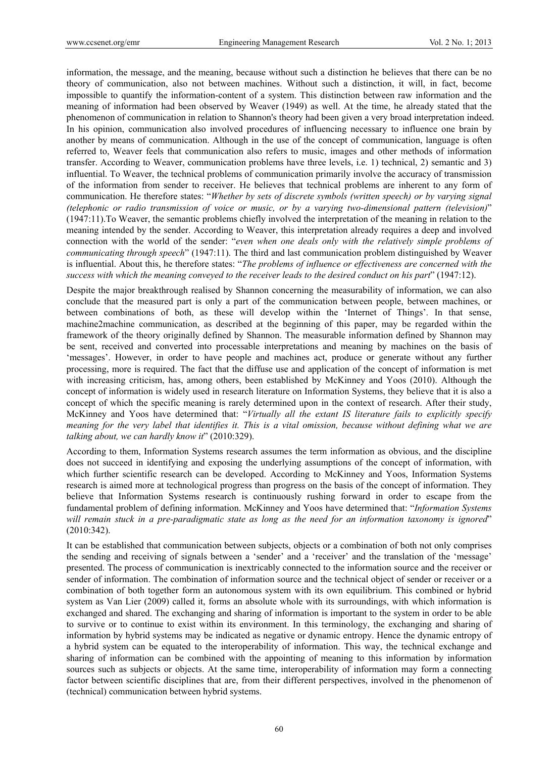information, the message, and the meaning, because without such a distinction he believes that there can be no theory of communication, also not between machines. Without such a distinction, it will, in fact, become impossible to quantify the information-content of a system. This distinction between raw information and the meaning of information had been observed by Weaver (1949) as well. At the time, he already stated that the phenomenon of communication in relation to Shannon's theory had been given a very broad interpretation indeed. In his opinion, communication also involved procedures of influencing necessary to influence one brain by another by means of communication. Although in the use of the concept of communication, language is often referred to, Weaver feels that communication also refers to music, images and other methods of information transfer. According to Weaver, communication problems have three levels, i.e. 1) technical, 2) semantic and 3) influential. To Weaver, the technical problems of communication primarily involve the accuracy of transmission of the information from sender to receiver. He believes that technical problems are inherent to any form of communication. He therefore states: "*Whether by sets of discrete symbols (written speech) or by varying signal (telephonic or radio transmission of voice or music, or by a varying two-dimensional pattern (television)*" (1947:11).To Weaver, the semantic problems chiefly involved the interpretation of the meaning in relation to the meaning intended by the sender. According to Weaver, this interpretation already requires a deep and involved connection with the world of the sender: "*even when one deals only with the relatively simple problems of communicating through speech*" (1947:11). The third and last communication problem distinguished by Weaver is influential. About this, he therefore states: "*The problems of influence or effectiveness are concerned with the success with which the meaning conveyed to the receiver leads to the desired conduct on his part*" (1947:12).

Despite the major breakthrough realised by Shannon concerning the measurability of information, we can also conclude that the measured part is only a part of the communication between people, between machines, or between combinations of both, as these will develop within the 'Internet of Things'. In that sense, machine2machine communication, as described at the beginning of this paper, may be regarded within the framework of the theory originally defined by Shannon. The measurable information defined by Shannon may be sent, received and converted into processable interpretations and meaning by machines on the basis of 'messages'. However, in order to have people and machines act, produce or generate without any further processing, more is required. The fact that the diffuse use and application of the concept of information is met with increasing criticism, has, among others, been established by McKinney and Yoos (2010). Although the concept of information is widely used in research literature on Information Systems, they believe that it is also a concept of which the specific meaning is rarely determined upon in the context of research. After their study, McKinney and Yoos have determined that: "*Virtually all the extant IS literature fails to explicitly specify meaning for the very label that identifies it. This is a vital omission, because without defining what we are talking about, we can hardly know it*" (2010:329).

According to them, Information Systems research assumes the term information as obvious, and the discipline does not succeed in identifying and exposing the underlying assumptions of the concept of information, with which further scientific research can be developed. According to McKinney and Yoos, Information Systems research is aimed more at technological progress than progress on the basis of the concept of information. They believe that Information Systems research is continuously rushing forward in order to escape from the fundamental problem of defining information. McKinney and Yoos have determined that: "*Information Systems will remain stuck in a pre-paradigmatic state as long as the need for an information taxonomy is ignored*" (2010:342).

It can be established that communication between subjects, objects or a combination of both not only comprises the sending and receiving of signals between a 'sender' and a 'receiver' and the translation of the 'message' presented. The process of communication is inextricably connected to the information source and the receiver or sender of information. The combination of information source and the technical object of sender or receiver or a combination of both together form an autonomous system with its own equilibrium. This combined or hybrid system as Van Lier (2009) called it, forms an absolute whole with its surroundings, with which information is exchanged and shared. The exchanging and sharing of information is important to the system in order to be able to survive or to continue to exist within its environment. In this terminology, the exchanging and sharing of information by hybrid systems may be indicated as negative or dynamic entropy. Hence the dynamic entropy of a hybrid system can be equated to the interoperability of information. This way, the technical exchange and sharing of information can be combined with the appointing of meaning to this information by information sources such as subjects or objects. At the same time, interoperability of information may form a connecting factor between scientific disciplines that are, from their different perspectives, involved in the phenomenon of (technical) communication between hybrid systems.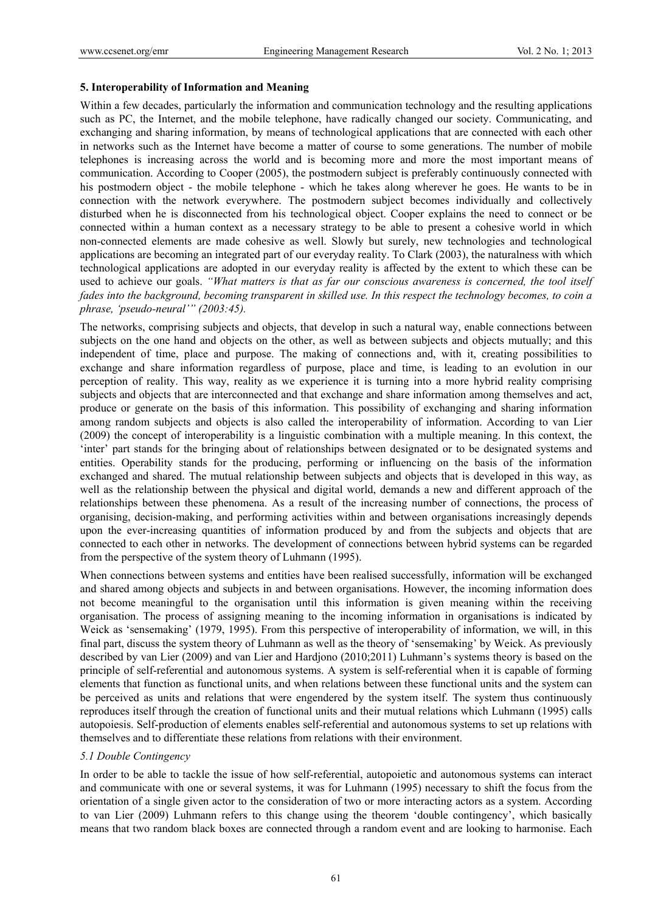## 5. Interoperability of Information and Meaning

Within a few decades, particularly the information and communication technology and the resulting applications such as PC, the Internet, and the mobile telephone, have radically changed our society. Communicating, and exchanging and sharing information, by means of technological applications that are connected with each other in networks such as the Internet have become a matter of course to some generations. The number of mobile telephones is increasing across the world and is becoming more and more the most important means of communication. According to Cooper (2005), the postmodern subject is preferably continuously connected with his postmodern object - the mobile telephone - which he takes along wherever he goes. He wants to be in connection with the network everywhere. The postmodern subject becomes individually and collectively disturbed when he is disconnected from his technological object. Cooper explains the need to connect or be connected within a human context as a necessary strategy to be able to present a cohesive world in which non-connected elements are made cohesive as well. Slowly but surely, new technologies and technological applications are becoming an integrated part of our everyday reality. To Clark (2003), the naturalness with which technological applications are adopted in our everyday reality is affected by the extent to which these can be used to achieve our goals. *"What matters is that as far our conscious awareness is concerned, the tool itself fades into the background, becoming transparent in skilled use. In this respect the technology becomes, to coin a phrase, 'pseudo-neural'" (2003:45).*

The networks, comprising subjects and objects, that develop in such a natural way, enable connections between subjects on the one hand and objects on the other, as well as between subjects and objects mutually; and this independent of time, place and purpose. The making of connections and, with it, creating possibilities to exchange and share information regardless of purpose, place and time, is leading to an evolution in our perception of reality. This way, reality as we experience it is turning into a more hybrid reality comprising subjects and objects that are interconnected and that exchange and share information among themselves and act, produce or generate on the basis of this information. This possibility of exchanging and sharing information among random subjects and objects is also called the interoperability of information. According to van Lier (2009) the concept of interoperability is a linguistic combination with a multiple meaning. In this context, the 'inter' part stands for the bringing about of relationships between designated or to be designated systems and entities. Operability stands for the producing, performing or influencing on the basis of the information exchanged and shared. The mutual relationship between subjects and objects that is developed in this way, as well as the relationship between the physical and digital world, demands a new and different approach of the relationships between these phenomena. As a result of the increasing number of connections, the process of organising, decision-making, and performing activities within and between organisations increasingly depends upon the ever-increasing quantities of information produced by and from the subjects and objects that are connected to each other in networks. The development of connections between hybrid systems can be regarded from the perspective of the system theory of Luhmann (1995).

When connections between systems and entities have been realised successfully, information will be exchanged and shared among objects and subjects in and between organisations. However, the incoming information does not become meaningful to the organisation until this information is given meaning within the receiving organisation. The process of assigning meaning to the incoming information in organisations is indicated by Weick as 'sensemaking' (1979, 1995). From this perspective of interoperability of information, we will, in this final part, discuss the system theory of Luhmann as well as the theory of 'sensemaking' by Weick. As previously described by van Lier (2009) and van Lier and Hardjono (2010;2011) Luhmann's systems theory is based on the principle of self-referential and autonomous systems. A system is self-referential when it is capable of forming elements that function as functional units, and when relations between these functional units and the system can be perceived as units and relations that were engendered by the system itself. The system thus continuously reproduces itself through the creation of functional units and their mutual relations which Luhmann (1995) calls autopoiesis. Self-production of elements enables self-referential and autonomous systems to set up relations with themselves and to differentiate these relations from relations with their environment.

### 5.1 Double Contingency

In order to be able to tackle the issue of how self-referential, autopoietic and autonomous systems can interact and communicate with one or several systems, it was for Luhmann (1995) necessary to shift the focus from the orientation of a single given actor to the consideration of two or more interacting actors as a system. According to van Lier (2009) Luhmann refers to this change using the theorem 'double contingency', which basically means that two random black boxes are connected through a random event and are looking to harmonise. Each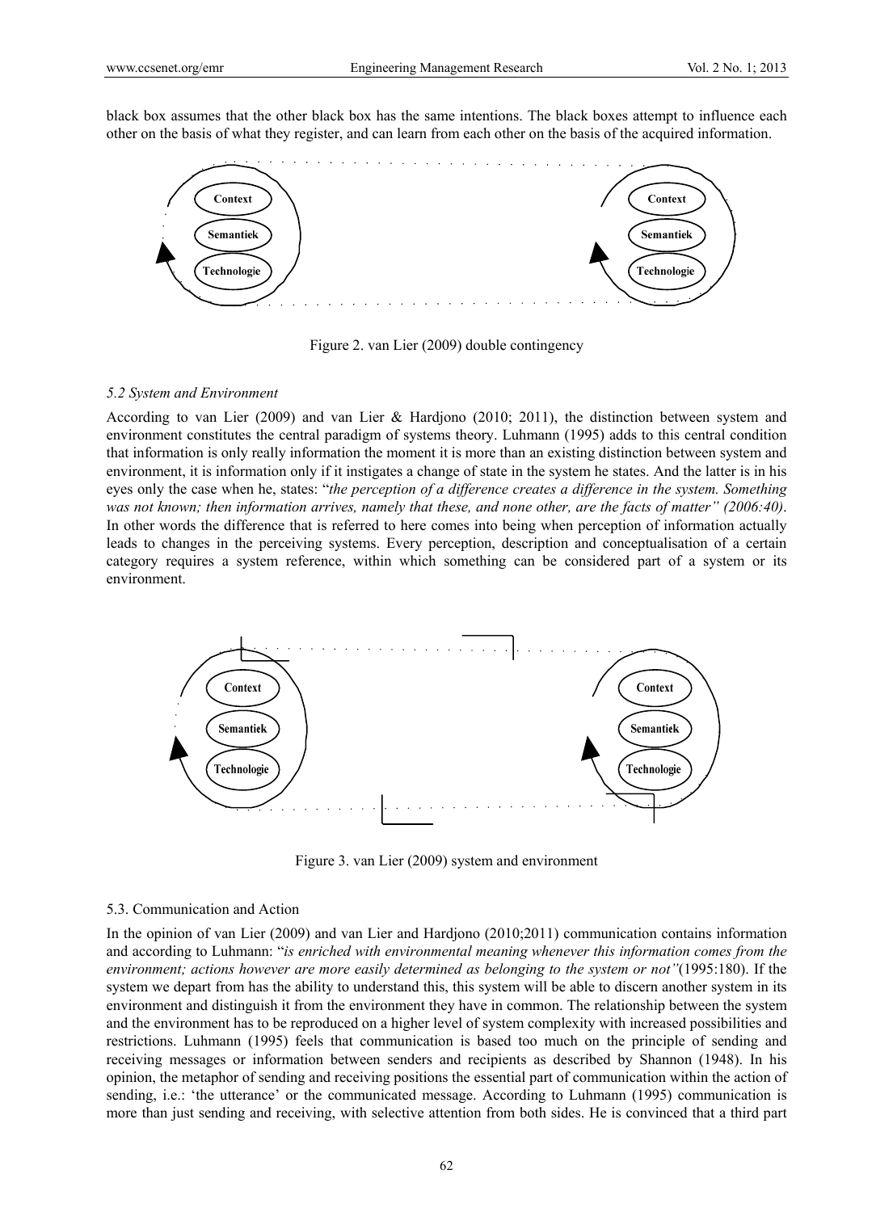black box assumes that the other black box has the same intentions. The black boxes attempt to influence each other on the basis of what they register, and can learn from each other on the basis of the acquired information.

Context

Semantiek

Technologie

Context

Semantiek

Technologie

Figure 2. van Lier (2009) double contingency

### *5.2 System and Environment*

According to van Lier (2009) and van Lier & Hardjono (2010; 2011), the distinction between system and environment constitutes the central paradigm of systems theory. Luhmann (1995) adds to this central condition that information is only really information the moment it is more than an existing distinction between system and environment, it is information only if it instigates a change of state in the system he states. And the latter is in his eyes only the case when he, states: "*the perception of a difference creates a difference in the system. Something was not known; then information arrives, namely that these, and none other, are the facts of matter" (2006:40)*. In other words the difference that is referred to here comes into being when perception of information actually leads to changes in the perceiving systems. Every perception, description and conceptualisation of a certain category requires a system reference, within which something can be considered part of a system or its environment.

Context

Semantiek

Technologie

Context

Semantiek

Technologie

Figure 3. van Lier (2009) system and environment

### 5.3. Communication and Action

In the opinion of van Lier (2009) and van Lier and Hardjono (2010;2011) communication contains information and according to Luhmann: "*is enriched with environmental meaning whenever this information comes from the environment; actions however are more easily determined as belonging to the system or not"*(1995:180). If the system we depart from has the ability to understand this, this system will be able to discern another system in its environment and distinguish it from the environment they have in common. The relationship between the system and the environment has to be reproduced on a higher level of system complexity with increased possibilities and restrictions. Luhmann (1995) feels that communication is based too much on the principle of sending and receiving messages or information between senders and recipients as described by Shannon (1948). In his opinion, the metaphor of sending and receiving positions the essential part of communication within the action of sending, i.e.: 'the utterance' or the communicated message. According to Luhmann (1995) communication is more than just sending and receiving, with selective attention from both sides. He is convinced that a third part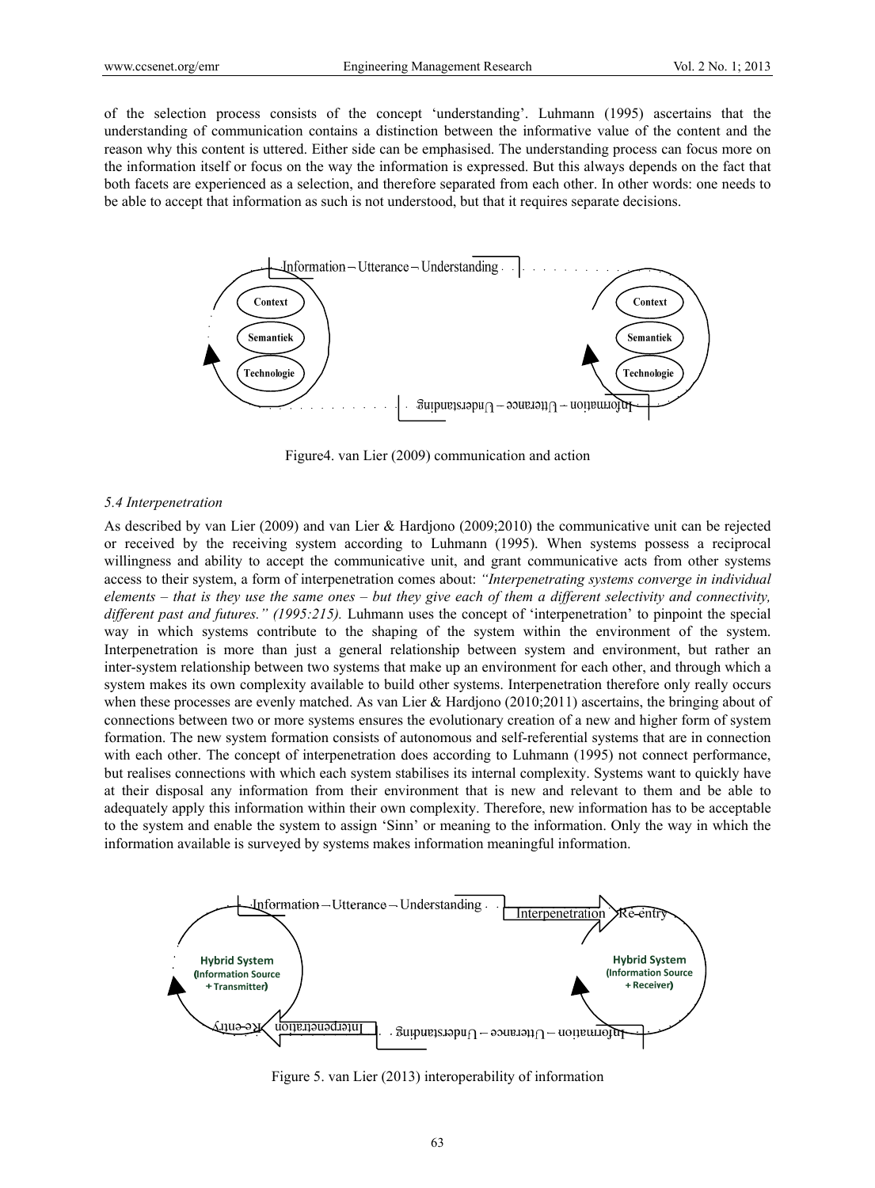of the selection process consists of the concept 'understanding'. Luhmann (1995) ascertains that the understanding of communication contains a distinction between the informative value of the content and the reason why this content is uttered. Either side can be emphasised. The understanding process can focus more on the information itself or focus on the way the information is expressed. But this always depends on the fact that both facets are experienced as a selection, and therefore separated from each other. In other words: one needs to be able to accept that information as such is not understood, but that it requires separate decisions.

Figure4. van Lier (2009) communication and action

### 5.4 Interpenetration

As described by van Lier (2009) and van Lier & Hardjono (2009;2010) the communicative unit can be rejected or received by the receiving system according to Luhmann (1995). When systems possess a reciprocal willingness and ability to accept the communicative unit, and grant communicative acts from other systems access to their system, a form of interpenetration comes about: *"Interpenetrating systems converge in individual elements – that is they use the same ones – but they give each of them a different selectivity and connectivity, different past and futures." (1995:215).* Luhmann uses the concept of 'interpenetration' to pinpoint the special way in which systems contribute to the shaping of the system within the environment of the system. Interpenetration is more than just a general relationship between system and environment, but rather an inter-system relationship between two systems that make up an environment for each other, and through which a system makes its own complexity available to build other systems. Interpenetration therefore only really occurs when these processes are evenly matched. As van Lier & Hardjono (2010;2011) ascertains, the bringing about of connections between two or more systems ensures the evolutionary creation of a new and higher form of system formation. The new system formation consists of autonomous and self-referential systems that are in connection with each other. The concept of interpenetration does according to Luhmann (1995) not connect performance, but realises connections with which each system stabilises its internal complexity. Systems want to quickly have at their disposal any information from their environment that is new and relevant to them and be able to adequately apply this information within their own complexity. Therefore, new information has to be acceptable to the system and enable the system to assign 'Sinn' or meaning to the information. Only the way in which the information available is surveyed by systems makes information meaningful information.

Figure 5. van Lier (2013) interoperability of information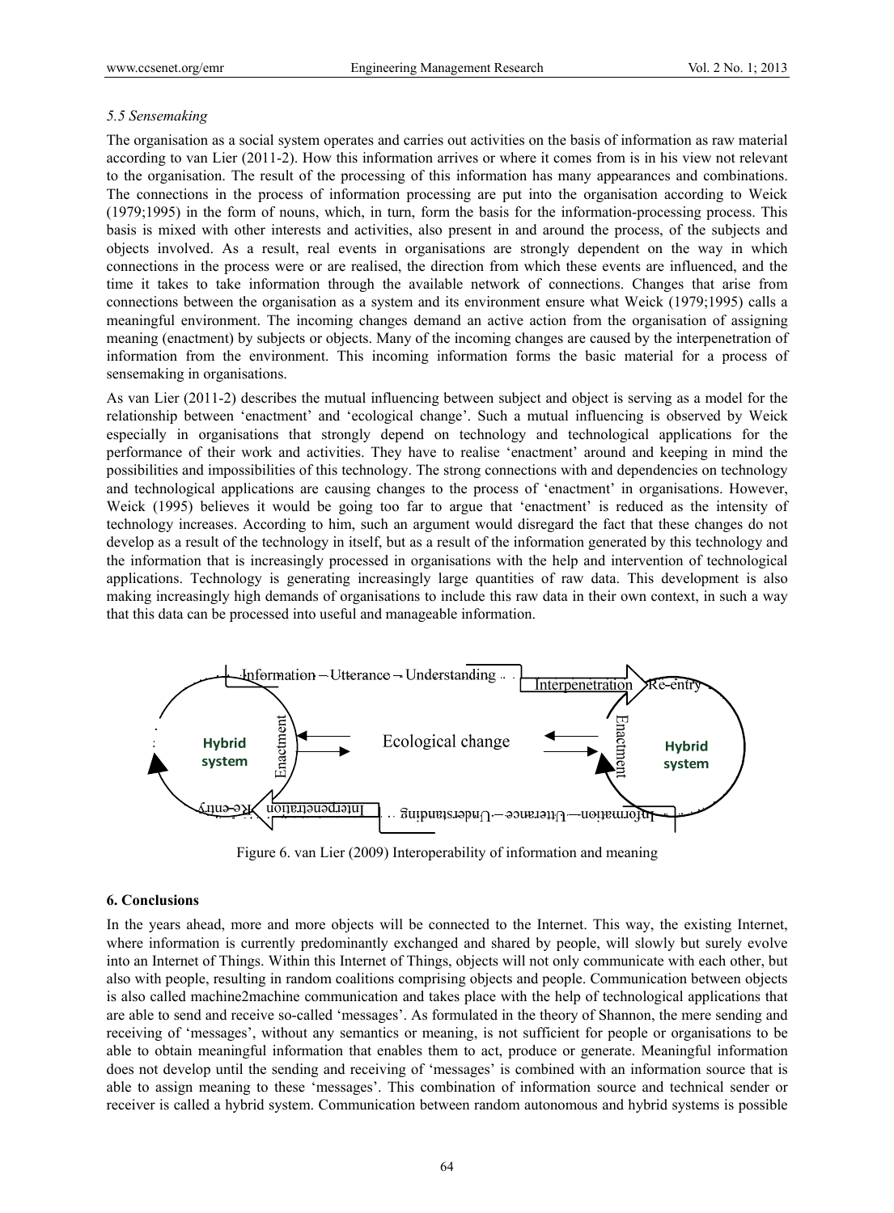### *5.5 Sensemaking*

The organisation as a social system operates and carries out activities on the basis of information as raw material according to van Lier (2011-2). How this information arrives or where it comes from is in his view not relevant to the organisation. The result of the processing of this information has many appearances and combinations. The connections in the process of information processing are put into the organisation according to Weick (1979;1995) in the form of nouns, which, in turn, form the basis for the information-processing process. This basis is mixed with other interests and activities, also present in and around the process, of the subjects and objects involved. As a result, real events in organisations are strongly dependent on the way in which connections in the process were or are realised, the direction from which these events are influenced, and the time it takes to take information through the available network of connections. Changes that arise from connections between the organisation as a system and its environment ensure what Weick (1979;1995) calls a meaningful environment. The incoming changes demand an active action from the organisation of assigning meaning (enactment) by subjects or objects. Many of the incoming changes are caused by the interpenetration of information from the environment. This incoming information forms the basic material for a process of sensemaking in organisations.

As van Lier (2011-2) describes the mutual influencing between subject and object is serving as a model for the relationship between 'enactment' and 'ecological change'. Such a mutual influencing is observed by Weick especially in organisations that strongly depend on technology and technological applications for the performance of their work and activities. They have to realise 'enactment' around and keeping in mind the possibilities and impossibilities of this technology. The strong connections with and dependencies on technology and technological applications are causing changes to the process of 'enactment' in organisations. However, Weick (1995) believes it would be going too far to argue that 'enactment' is reduced as the intensity of technology increases. According to him, such an argument would disregard the fact that these changes do not develop as a result of the technology in itself, but as a result of the information generated by this technology and the information that is increasingly processed in organisations with the help and intervention of technological applications. Technology is generating increasingly large quantities of raw data. This development is also making increasingly high demands of organisations to include this raw data in their own context, in such a way that this data can be processed into useful and manageable information.

Information – Utterance – Understanding | Interpenetration | Re-entry | Hybrid system | Enactment | Ecological change | Enactment | Hybrid system | Interpenetration | Re-entry | Information – Utterance – Understanding

Figure 6. van Lier (2009) Interoperability of information and meaning

## 6. Conclusions

In the years ahead, more and more objects will be connected to the Internet. This way, the existing Internet, where information is currently predominantly exchanged and shared by people, will slowly but surely evolve into an Internet of Things. Within this Internet of Things, objects will not only communicate with each other, but also with people, resulting in random coalitions comprising objects and people. Communication between objects is also called machine2machine communication and takes place with the help of technological applications that are able to send and receive so-called 'messages'. As formulated in the theory of Shannon, the mere sending and receiving of 'messages', without any semantics or meaning, is not sufficient for people or organisations to be able to obtain meaningful information that enables them to act, produce or generate. Meaningful information does not develop until the sending and receiving of 'messages' is combined with an information source that is able to assign meaning to these 'messages'. This combination of information source and technical sender or receiver is called a hybrid system. Communication between random autonomous and hybrid systems is possible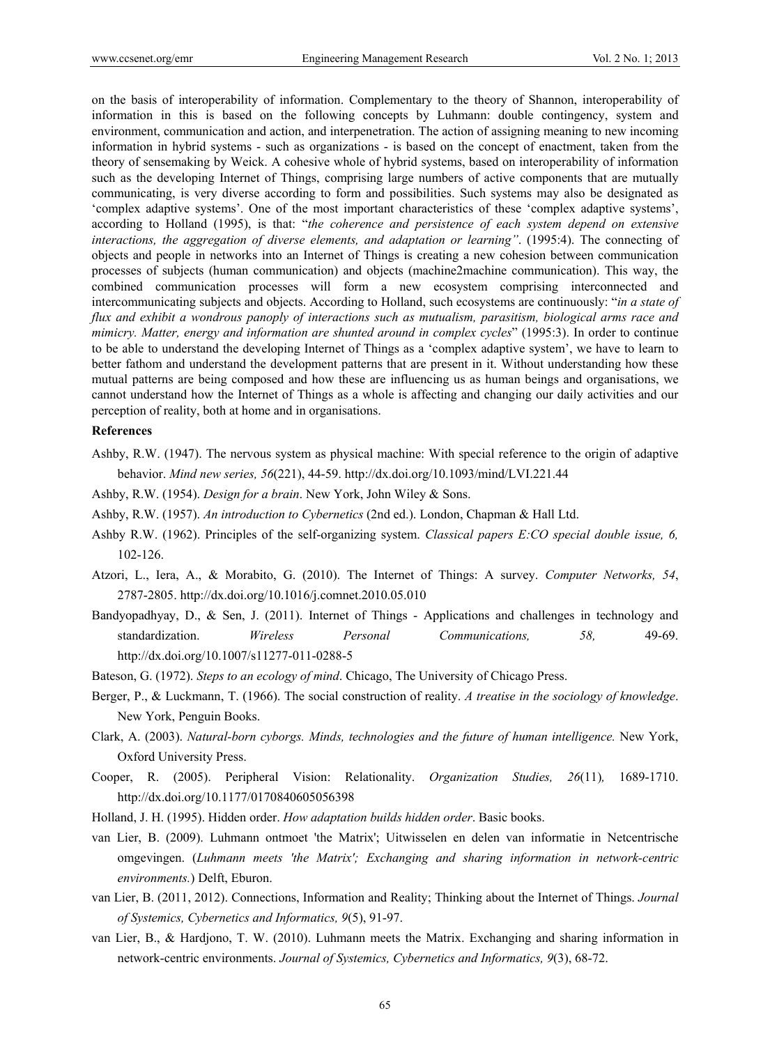on the basis of interoperability of information. Complementary to the theory of Shannon, interoperability of information in this is based on the following concepts by Luhmann: double contingency, system and environment, communication and action, and interpenetration. The action of assigning meaning to new incoming information in hybrid systems - such as organizations - is based on the concept of enactment, taken from the theory of sensemaking by Weick. A cohesive whole of hybrid systems, based on interoperability of information such as the developing Internet of Things, comprising large numbers of active components that are mutually communicating, is very diverse according to form and possibilities. Such systems may also be designated as 'complex adaptive systems'. One of the most important characteristics of these 'complex adaptive systems', according to Holland (1995), is that: "*the coherence and persistence of each system depend on extensive interactions, the aggregation of diverse elements, and adaptation or learning"*. (1995:4). The connecting of objects and people in networks into an Internet of Things is creating a new cohesion between communication processes of subjects (human communication) and objects (machine2machine communication). This way, the combined communication processes will form a new ecosystem comprising interconnected and intercommunicating subjects and objects. According to Holland, such ecosystems are continuously: "*in a state of flux and exhibit a wondrous panoply of interactions such as mutualism, parasitism, biological arms race and mimicry. Matter, energy and information are shunted around in complex cycles*" (1995:3). In order to continue to be able to understand the developing Internet of Things as a 'complex adaptive system', we have to learn to better fathom and understand the development patterns that are present in it. Without understanding how these mutual patterns are being composed and how these are influencing us as human beings and organisations, we cannot understand how the Internet of Things as a whole is affecting and changing our daily activities and our perception of reality, both at home and in organisations.

**References**

Ashby, R.W. (1947). The nervous system as physical machine: With special reference to the origin of adaptive behavior. *Mind new series, 56*(221), 44-59. http://dx.doi.org/10.1093/mind/LVI.221.44

Ashby, R.W. (1954). *Design for a brain*. New York, John Wiley & Sons.

Ashby, R.W. (1957). *An introduction to Cybernetics* (2nd ed.). London, Chapman & Hall Ltd.

Ashby R.W. (1962). Principles of the self-organizing system. *Classical papers E:CO special double issue, 6,* 102-126.

Atzori, L., Iera, A., & Morabito, G. (2010). The Internet of Things: A survey. *Computer Networks, 54*, 2787-2805. http://dx.doi.org/10.1016/j.comnet.2010.05.010

Bandyopadhyay, D., & Sen, J. (2011). Internet of Things - Applications and challenges in technology and standardization. *Wireless Personal Communications, 58,* 49-69. http://dx.doi.org/10.1007/s11277-011-0288-5

Bateson, G. (1972). *Steps to an ecology of mind*. Chicago, The University of Chicago Press.

Berger, P., & Luckmann, T. (1966). The social construction of reality. *A treatise in the sociology of knowledge*. New York, Penguin Books.

Clark, A. (2003). *Natural-born cyborgs. Minds, technologies and the future of human intelligence.* New York, Oxford University Press.

Cooper, R. (2005). Peripheral Vision: Relationality. *Organization Studies, 26*(11)*,* 1689-1710. http://dx.doi.org/10.1177/0170840605056398

Holland, J. H. (1995). Hidden order. *How adaptation builds hidden order*. Basic books.

van Lier, B. (2009). Luhmann ontmoet 'the Matrix'; Uitwisselen en delen van informatie in Netcentrische omgevingen. (*Luhmann meets 'the Matrix'; Exchanging and sharing information in network-centric environments.*) Delft, Eburon.

van Lier, B. (2011, 2012). Connections, Information and Reality; Thinking about the Internet of Things. *Journal of Systemics, Cybernetics and Informatics, 9*(5), 91-97.

van Lier, B., & Hardjono, T. W. (2010). Luhmann meets the Matrix. Exchanging and sharing information in network-centric environments. *Journal of Systemics, Cybernetics and Informatics, 9*(3), 68-72.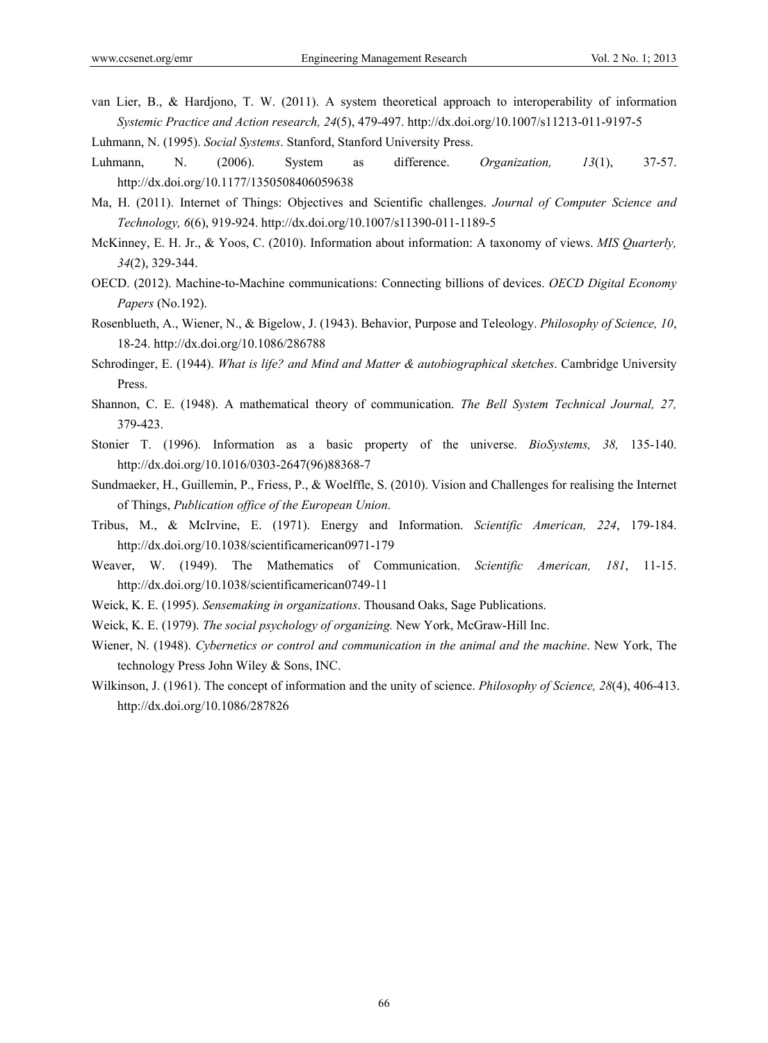van Lier, B., & Hardjono, T. W. (2011). A system theoretical approach to interoperability of information *Systemic Practice and Action research, 24*(5), 479-497. http://dx.doi.org/10.1007/s11213-011-9197-5

Luhmann, N. (1995). *Social Systems*. Stanford, Stanford University Press.

Luhmann, N. (2006). System as difference. *Organization, 13*(1), 37-57. http://dx.doi.org/10.1177/1350508406059638

Ma, H. (2011). Internet of Things: Objectives and Scientific challenges. *Journal of Computer Science and Technology, 6*(6), 919-924. http://dx.doi.org/10.1007/s11390-011-1189-5

McKinney, E. H. Jr., & Yoos, C. (2010). Information about information: A taxonomy of views. *MIS Quarterly, 34*(2), 329-344.

OECD. (2012). Machine-to-Machine communications: Connecting billions of devices. *OECD Digital Economy Papers* (No.192).

Rosenblueth, A., Wiener, N., & Bigelow, J. (1943). Behavior, Purpose and Teleology. *Philosophy of Science, 10*, 18-24. http://dx.doi.org/10.1086/286788

Schrodinger, E. (1944). *What is life? and Mind and Matter & autobiographical sketches*. Cambridge University Press.

Shannon, C. E. (1948). A mathematical theory of communication. *The Bell System Technical Journal, 27,* 379-423.

Stonier T. (1996). Information as a basic property of the universe. *BioSystems, 38,* 135-140. http://dx.doi.org/10.1016/0303-2647(96)88368-7

Sundmaeker, H., Guillemin, P., Friess, P., & Woelffle, S. (2010). Vision and Challenges for realising the Internet of Things, *Publication office of the European Union*.

Tribus, M., & McIrvine, E. (1971). Energy and Information. *Scientific American, 224*, 179-184. http://dx.doi.org/10.1038/scientificamerican0971-179

Weaver, W. (1949). The Mathematics of Communication. *Scientific American, 181*, 11-15. http://dx.doi.org/10.1038/scientificamerican0749-11

Weick, K. E. (1995). *Sensemaking in organizations*. Thousand Oaks, Sage Publications.

Weick, K. E. (1979). *The social psychology of organizing.* New York, McGraw-Hill Inc.

Wiener, N. (1948). *Cybernetics or control and communication in the animal and the machine*. New York, The technology Press John Wiley & Sons, INC.

Wilkinson, J. (1961). The concept of information and the unity of science. *Philosophy of Science, 28*(4), 406-413. http://dx.doi.org/10.1086/287826